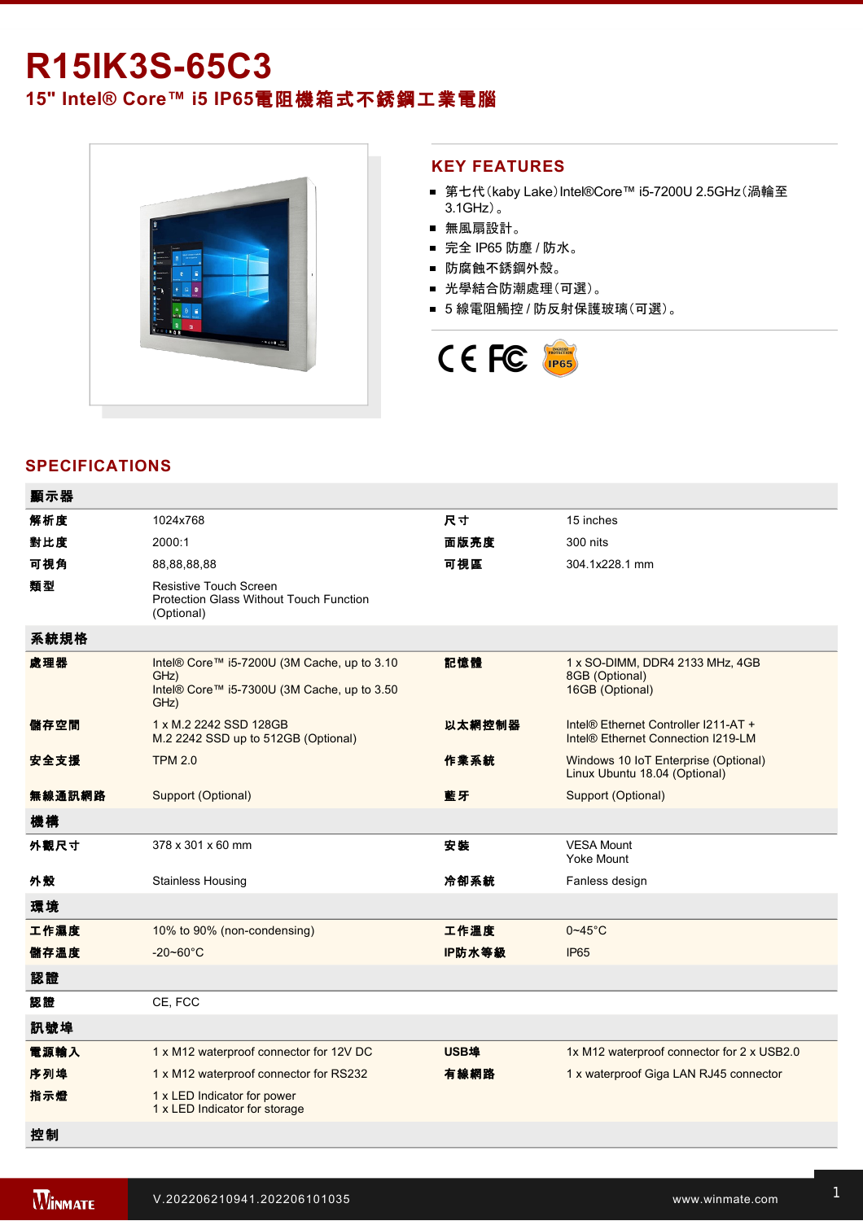# R15IK3S-65C3

## 15" Intel® Core™ i5 IP65電阻機箱式不銹鋼工業電腦

## KEY FEATURES

- 第七代(kaby Lake)Intel®Core™ i5-7200U 2.5GHz(渦輪至3.1GHz)。
- 無風扇設計。
- 完全 IP65 防塵 / 防水。
- 防腐蝕不銹鋼外殼。
- 光學結合防潮處理(可選)。
- 5 線電阻觸控 / 防反射保護玻璃(可選)。

## SPECIFICATIONS

| 顯示器 | | | |
|---|---|---|---|
| 解析度 | 1024x768 | 尺寸 | 15 inches |
| 對比度 | 2000:1 | 面版亮度 | 300 nits |
| 可視角 | 88,88,88,88 | 可視區 | 304.1x228.1 mm |
| 類型 | Resistive Touch Screen<br>Protection Glass Without Touch Function (Optional) | | |
| **系統規格** | | | |
| 處理器 | Intel® Core™ i5-7200U (3M Cache, up to 3.10 GHz)<br>Intel® Core™ i5-7300U (3M Cache, up to 3.50 GHz) | 記憶體 | 1 x SO-DIMM, DDR4 2133 MHz, 4GB<br>8GB (Optional)<br>16GB (Optional) |
| 儲存空間 | 1 x M.2 2242 SSD 128GB<br>M.2 2242 SSD up to 512GB (Optional) | 以太網控制器 | Intel® Ethernet Controller I211-AT +<br>Intel® Ethernet Connection I219-LM |
| 安全支援 | TPM 2.0 | 作業系統 | Windows 10 IoT Enterprise (Optional)<br>Linux Ubuntu 18.04 (Optional) |
| 無線通訊網路 | Support (Optional) | 藍牙 | Support (Optional) |
| **機構** | | | |
| 外觀尺寸 | 378 x 301 x 60 mm | 安裝 | VESA Mount<br>Yoke Mount |
| 外殼 | Stainless Housing | 冷卻系統 | Fanless design |
| **環境** | | | |
| 工作濕度 | 10% to 90% (non-condensing) | 工作溫度 | 0~45°C |
| 儲存溫度 | -20~60°C | IP防水等級 | IP65 |
| **認證** | | | |
| 認證 | CE, FCC | | |
| **訊號埠** | | | |
| 電源輸入 | 1 x M12 waterproof connector for 12V DC | USB埠 | 1x M12 waterproof connector for 2 x USB2.0 |
| 序列埠 | 1 x M12 waterproof connector for RS232 | 有線網路 | 1 x waterproof Giga LAN RJ45 connector |
| 指示燈 | 1 x LED Indicator for power<br>1 x LED Indicator for storage | | |
| **控制** | | | |

V.202206210941.202206101035

www.winmate.com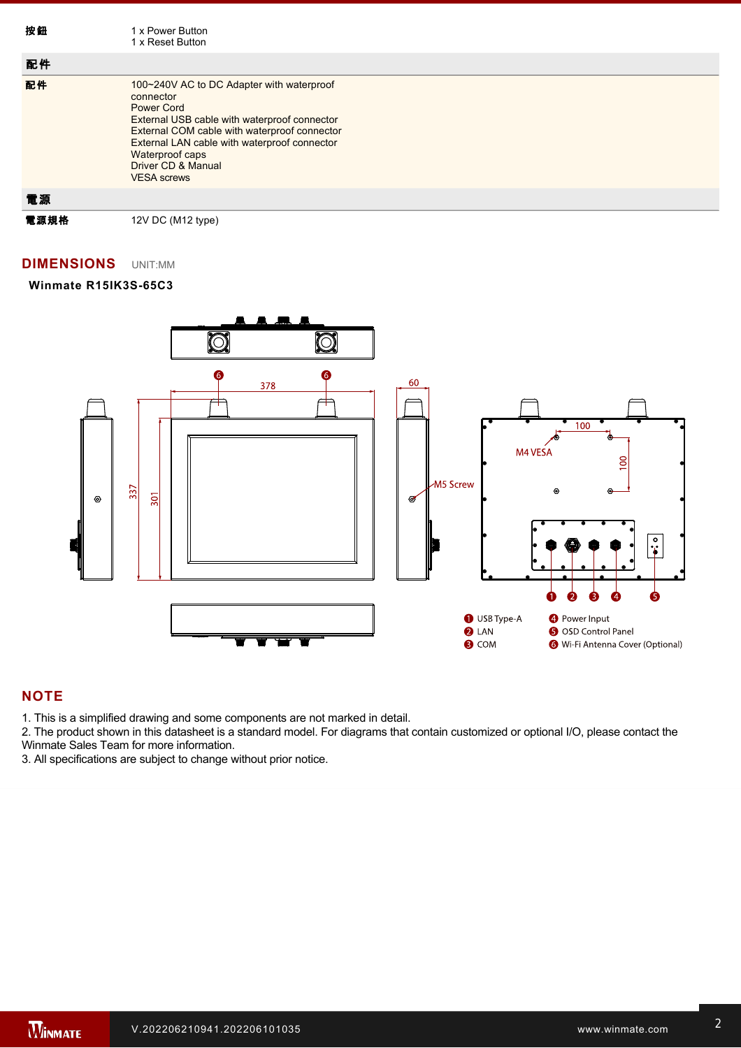| | |
|---|---|
| 按鈕 | 1 x Power Button<br>1 x Reset Button |
| **配件** | |
| 配件 | 100~240V AC to DC Adapter with waterproof connector<br>Power Cord<br>External USB cable with waterproof connector<br>External COM cable with waterproof connector<br>External LAN cable with waterproof connector<br>Waterproof caps<br>Driver CD & Manual<br>VESA screws |
| **電源** | |
| 電源規格 | 12V DC (M12 type) |

## DIMENSIONS UNIT:MM

**Winmate R15IK3S-65C3**

378
60
337
301
100
100
M4 VESA
M5 Screw

1 USB Type-A
2 LAN
3 COM
4 Power Input
5 OSD Control Panel
6 Wi-Fi Antenna Cover (Optional)

## NOTE

1. This is a simplified drawing and some components are not marked in detail.
2. The product shown in this datasheet is a standard model. For diagrams that contain customized or optional I/O, please contact the Winmate Sales Team for more information.
3. All specifications are subject to change without prior notice.